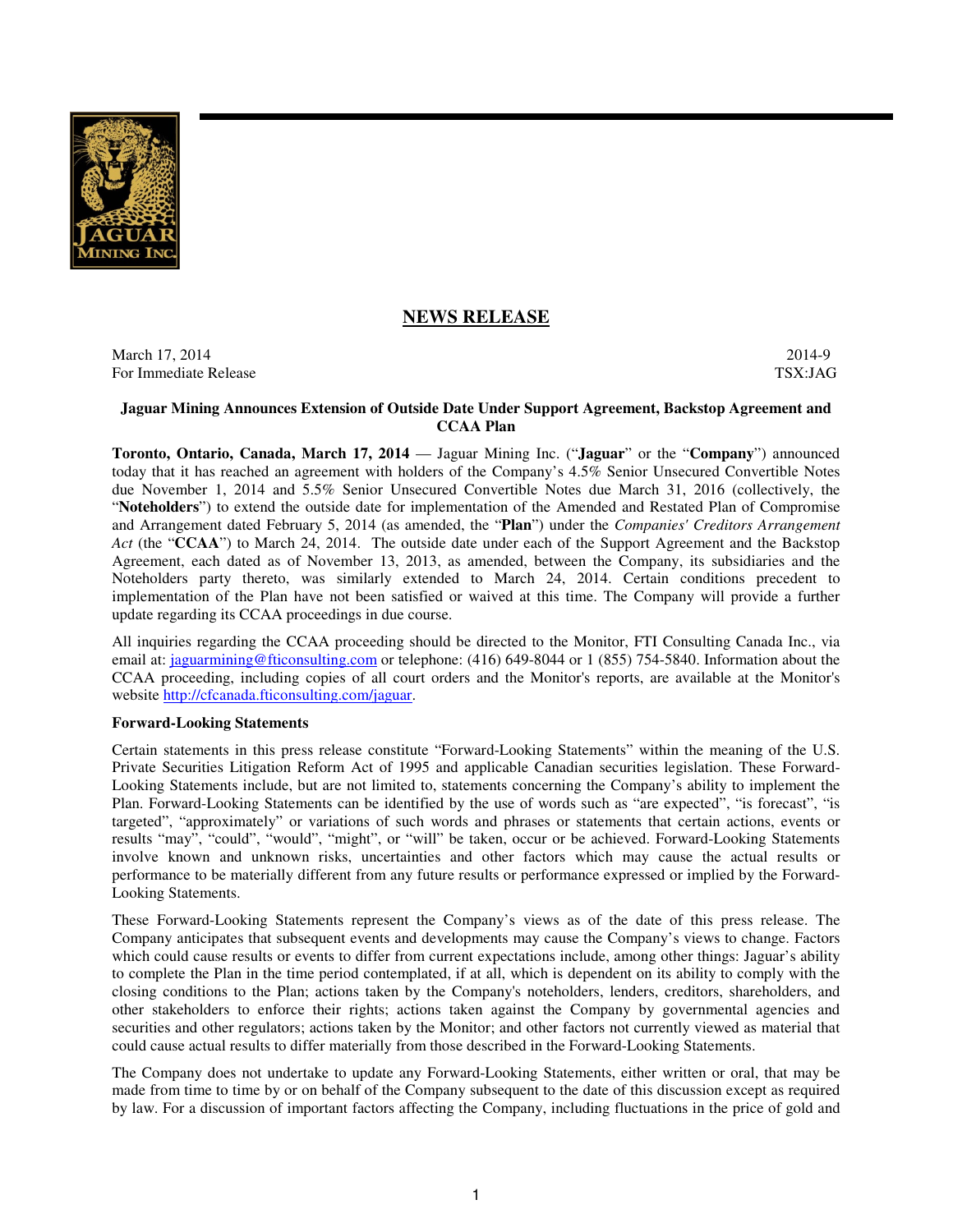# NEWS RELEASE

March 17, 2014
For Immediate Release

2014-9
TSX:JAG

**Jaguar Mining Announces Extension of Outside Date Under Support Agreement, Backstop Agreement and CCAA Plan**

**Toronto, Ontario, Canada, March 17, 2014** — Jaguar Mining Inc. ("**Jaguar**" or the "**Company**") announced today that it has reached an agreement with holders of the Company's 4.5% Senior Unsecured Convertible Notes due November 1, 2014 and 5.5% Senior Unsecured Convertible Notes due March 31, 2016 (collectively, the "**Noteholders**") to extend the outside date for implementation of the Amended and Restated Plan of Compromise and Arrangement dated February 5, 2014 (as amended, the "**Plan**") under the *Companies' Creditors Arrangement Act* (the "**CCAA**") to March 24, 2014. The outside date under each of the Support Agreement and the Backstop Agreement, each dated as of November 13, 2013, as amended, between the Company, its subsidiaries and the Noteholders party thereto, was similarly extended to March 24, 2014. Certain conditions precedent to implementation of the Plan have not been satisfied or waived at this time. The Company will provide a further update regarding its CCAA proceedings in due course.

All inquiries regarding the CCAA proceeding should be directed to the Monitor, FTI Consulting Canada Inc., via email at: jaguarmining@fticonsulting.com or telephone: (416) 649-8044 or 1 (855) 754-5840. Information about the CCAA proceeding, including copies of all court orders and the Monitor's reports, are available at the Monitor's website http://cfcanada.fticonsulting.com/jaguar.

**Forward-Looking Statements**

Certain statements in this press release constitute "Forward-Looking Statements" within the meaning of the U.S. Private Securities Litigation Reform Act of 1995 and applicable Canadian securities legislation. These Forward-Looking Statements include, but are not limited to, statements concerning the Company's ability to implement the Plan. Forward-Looking Statements can be identified by the use of words such as "are expected", "is forecast", "is targeted", "approximately" or variations of such words and phrases or statements that certain actions, events or results "may", "could", "would", "might", or "will" be taken, occur or be achieved. Forward-Looking Statements involve known and unknown risks, uncertainties and other factors which may cause the actual results or performance to be materially different from any future results or performance expressed or implied by the Forward-Looking Statements.

These Forward-Looking Statements represent the Company's views as of the date of this press release. The Company anticipates that subsequent events and developments may cause the Company's views to change. Factors which could cause results or events to differ from current expectations include, among other things: Jaguar's ability to complete the Plan in the time period contemplated, if at all, which is dependent on its ability to comply with the closing conditions to the Plan; actions taken by the Company's noteholders, lenders, creditors, shareholders, and other stakeholders to enforce their rights; actions taken against the Company by governmental agencies and securities and other regulators; actions taken by the Monitor; and other factors not currently viewed as material that could cause actual results to differ materially from those described in the Forward-Looking Statements.

The Company does not undertake to update any Forward-Looking Statements, either written or oral, that may be made from time to time by or on behalf of the Company subsequent to the date of this discussion except as required by law. For a discussion of important factors affecting the Company, including fluctuations in the price of gold and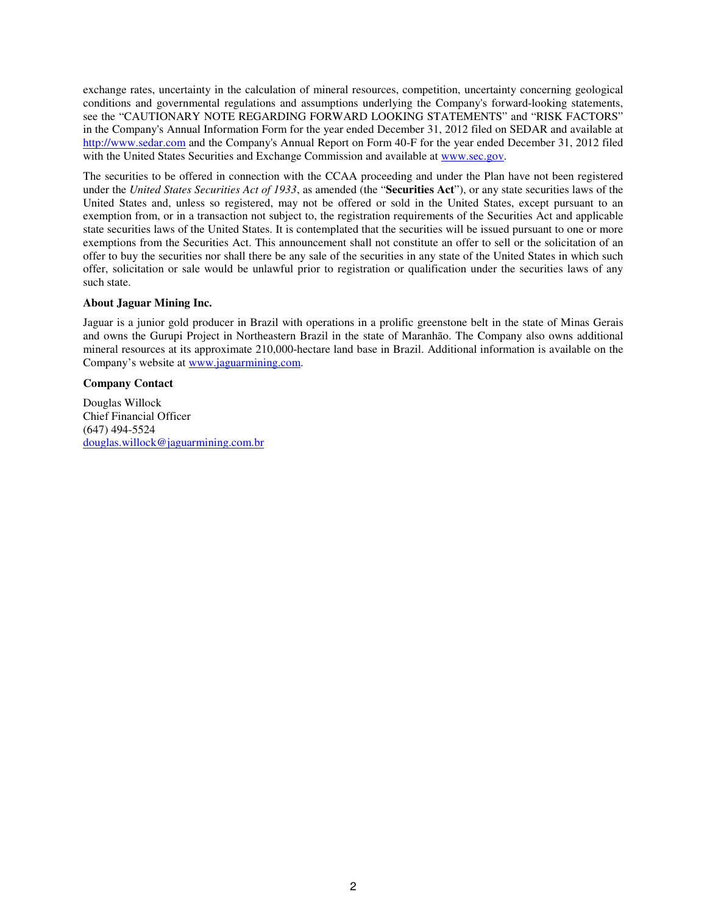exchange rates, uncertainty in the calculation of mineral resources, competition, uncertainty concerning geological conditions and governmental regulations and assumptions underlying the Company's forward-looking statements, see the "CAUTIONARY NOTE REGARDING FORWARD LOOKING STATEMENTS" and "RISK FACTORS" in the Company's Annual Information Form for the year ended December 31, 2012 filed on SEDAR and available at http://www.sedar.com and the Company's Annual Report on Form 40-F for the year ended December 31, 2012 filed with the United States Securities and Exchange Commission and available at www.sec.gov.

The securities to be offered in connection with the CCAA proceeding and under the Plan have not been registered under the *United States Securities Act of 1933*, as amended (the "**Securities Act**"), or any state securities laws of the United States and, unless so registered, may not be offered or sold in the United States, except pursuant to an exemption from, or in a transaction not subject to, the registration requirements of the Securities Act and applicable state securities laws of the United States. It is contemplated that the securities will be issued pursuant to one or more exemptions from the Securities Act. This announcement shall not constitute an offer to sell or the solicitation of an offer to buy the securities nor shall there be any sale of the securities in any state of the United States in which such offer, solicitation or sale would be unlawful prior to registration or qualification under the securities laws of any such state.

**About Jaguar Mining Inc.**

Jaguar is a junior gold producer in Brazil with operations in a prolific greenstone belt in the state of Minas Gerais and owns the Gurupi Project in Northeastern Brazil in the state of Maranhão. The Company also owns additional mineral resources at its approximate 210,000-hectare land base in Brazil. Additional information is available on the Company's website at www.jaguarmining.com.

**Company Contact**

Douglas Willock
Chief Financial Officer
(647) 494-5524
douglas.willock@jaguarmining.com.br